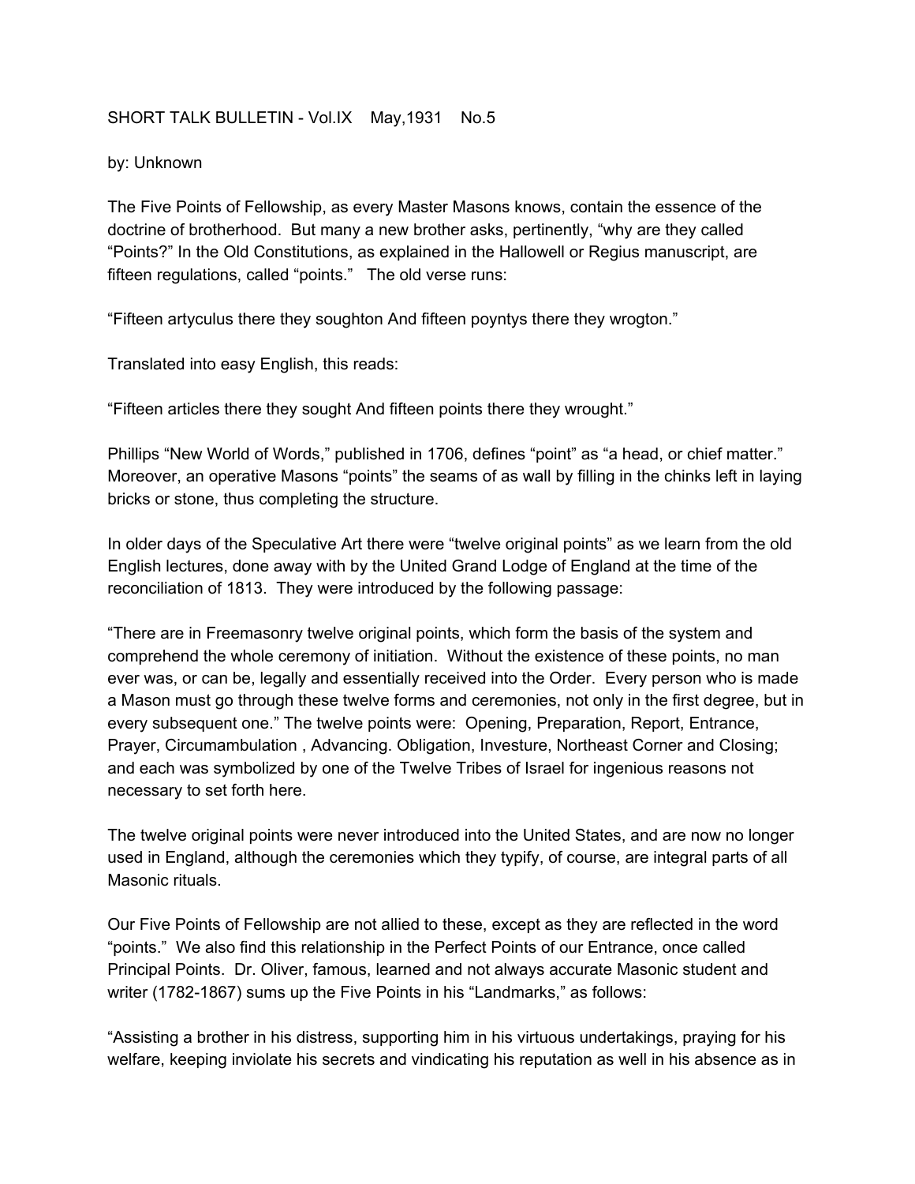SHORT TALK BULLETIN - Vol.IX May,1931 No.5

by: Unknown

The Five Points of Fellowship, as every Master Masons knows, contain the essence of the doctrine of brotherhood. But many a new brother asks, pertinently, "why are they called "Points?" In the Old Constitutions, as explained in the Hallowell or Regius manuscript, are fifteen regulations, called "points." The old verse runs:

"Fifteen artyculus there they soughton And fifteen poyntys there they wrogton."

Translated into easy English, this reads:

"Fifteen articles there they sought And fifteen points there they wrought."

Phillips "New World of Words," published in 1706, defines "point" as "a head, or chief matter." Moreover, an operative Masons "points" the seams of as wall by filling in the chinks left in laying bricks or stone, thus completing the structure.

In older days of the Speculative Art there were "twelve original points" as we learn from the old English lectures, done away with by the United Grand Lodge of England at the time of the reconciliation of 1813. They were introduced by the following passage:

"There are in Freemasonry twelve original points, which form the basis of the system and comprehend the whole ceremony of initiation. Without the existence of these points, no man ever was, or can be, legally and essentially received into the Order. Every person who is made a Mason must go through these twelve forms and ceremonies, not only in the first degree, but in every subsequent one." The twelve points were: Opening, Preparation, Report, Entrance, Prayer, Circumambulation , Advancing. Obligation, Investure, Northeast Corner and Closing; and each was symbolized by one of the Twelve Tribes of Israel for ingenious reasons not necessary to set forth here.

The twelve original points were never introduced into the United States, and are now no longer used in England, although the ceremonies which they typify, of course, are integral parts of all Masonic rituals.

Our Five Points of Fellowship are not allied to these, except as they are reflected in the word "points." We also find this relationship in the Perfect Points of our Entrance, once called Principal Points. Dr. Oliver, famous, learned and not always accurate Masonic student and writer (1782-1867) sums up the Five Points in his "Landmarks," as follows:

"Assisting a brother in his distress, supporting him in his virtuous undertakings, praying for his welfare, keeping inviolate his secrets and vindicating his reputation as well in his absence as in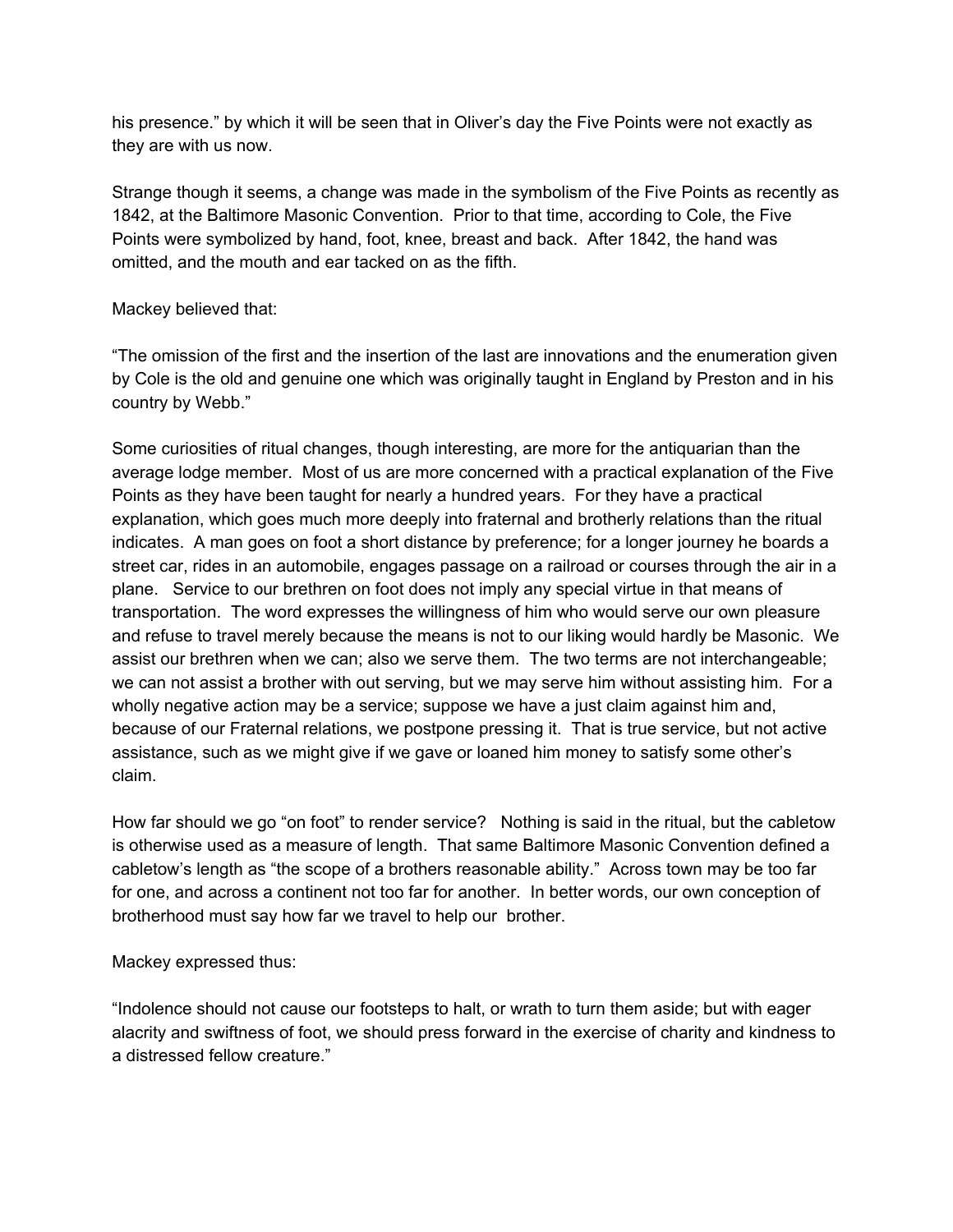his presence." by which it will be seen that in Oliver's day the Five Points were not exactly as they are with us now.

Strange though it seems, a change was made in the symbolism of the Five Points as recently as 1842, at the Baltimore Masonic Convention. Prior to that time, according to Cole, the Five Points were symbolized by hand, foot, knee, breast and back. After 1842, the hand was omitted, and the mouth and ear tacked on as the fifth.

Mackey believed that:

"The omission of the first and the insertion of the last are innovations and the enumeration given by Cole is the old and genuine one which was originally taught in England by Preston and in his country by Webb."

Some curiosities of ritual changes, though interesting, are more for the antiquarian than the average lodge member. Most of us are more concerned with a practical explanation of the Five Points as they have been taught for nearly a hundred years. For they have a practical explanation, which goes much more deeply into fraternal and brotherly relations than the ritual indicates. A man goes on foot a short distance by preference; for a longer journey he boards a street car, rides in an automobile, engages passage on a railroad or courses through the air in a plane. Service to our brethren on foot does not imply any special virtue in that means of transportation. The word expresses the willingness of him who would serve our own pleasure and refuse to travel merely because the means is not to our liking would hardly be Masonic. We assist our brethren when we can; also we serve them. The two terms are not interchangeable; we can not assist a brother with out serving, but we may serve him without assisting him. For a wholly negative action may be a service; suppose we have a just claim against him and, because of our Fraternal relations, we postpone pressing it. That is true service, but not active assistance, such as we might give if we gave or loaned him money to satisfy some other's claim.

How far should we go "on foot" to render service? Nothing is said in the ritual, but the cabletow is otherwise used as a measure of length. That same Baltimore Masonic Convention defined a cabletow's length as "the scope of a brothers reasonable ability." Across town may be too far for one, and across a continent not too far for another. In better words, our own conception of brotherhood must say how far we travel to help our brother.

Mackey expressed thus:

"Indolence should not cause our footsteps to halt, or wrath to turn them aside; but with eager alacrity and swiftness of foot, we should press forward in the exercise of charity and kindness to a distressed fellow creature."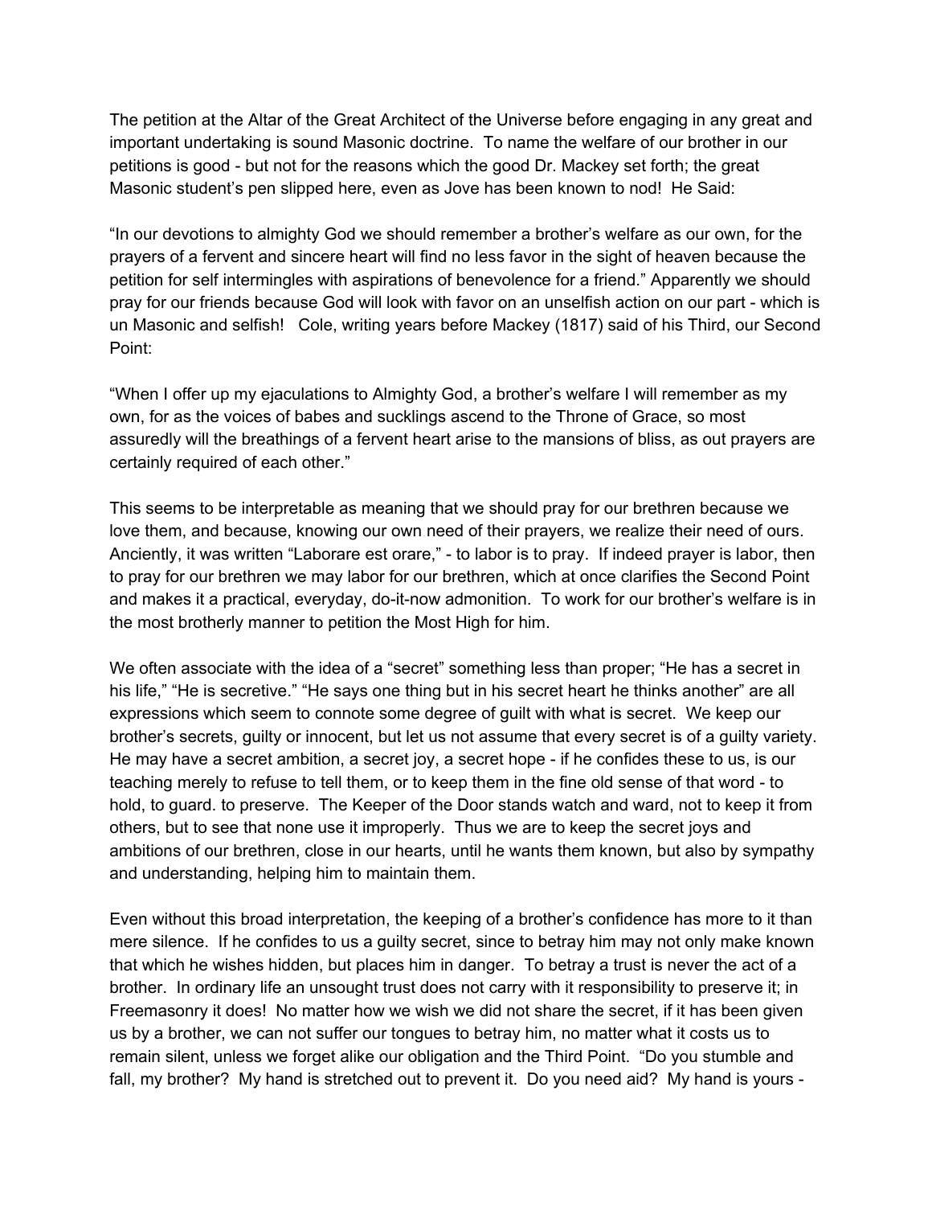The petition at the Altar of the Great Architect of the Universe before engaging in any great and important undertaking is sound Masonic doctrine. To name the welfare of our brother in our petitions is good - but not for the reasons which the good Dr. Mackey set forth; the great Masonic student's pen slipped here, even as Jove has been known to nod! He Said:

"In our devotions to almighty God we should remember a brother's welfare as our own, for the prayers of a fervent and sincere heart will find no less favor in the sight of heaven because the petition for self intermingles with aspirations of benevolence for a friend." Apparently we should pray for our friends because God will look with favor on an unselfish action on our part - which is un Masonic and selfish! Cole, writing years before Mackey (1817) said of his Third, our Second Point:

"When I offer up my ejaculations to Almighty God, a brother's welfare I will remember as my own, for as the voices of babes and sucklings ascend to the Throne of Grace, so most assuredly will the breathings of a fervent heart arise to the mansions of bliss, as out prayers are certainly required of each other."

This seems to be interpretable as meaning that we should pray for our brethren because we love them, and because, knowing our own need of their prayers, we realize their need of ours. Anciently, it was written "Laborare est orare," - to labor is to pray. If indeed prayer is labor, then to pray for our brethren we may labor for our brethren, which at once clarifies the Second Point and makes it a practical, everyday, do-it-now admonition. To work for our brother's welfare is in the most brotherly manner to petition the Most High for him.

We often associate with the idea of a "secret" something less than proper; "He has a secret in his life," "He is secretive." "He says one thing but in his secret heart he thinks another" are all expressions which seem to connote some degree of guilt with what is secret. We keep our brother's secrets, guilty or innocent, but let us not assume that every secret is of a guilty variety. He may have a secret ambition, a secret joy, a secret hope - if he confides these to us, is our teaching merely to refuse to tell them, or to keep them in the fine old sense of that word - to hold, to guard. to preserve. The Keeper of the Door stands watch and ward, not to keep it from others, but to see that none use it improperly. Thus we are to keep the secret joys and ambitions of our brethren, close in our hearts, until he wants them known, but also by sympathy and understanding, helping him to maintain them.

Even without this broad interpretation, the keeping of a brother's confidence has more to it than mere silence. If he confides to us a guilty secret, since to betray him may not only make known that which he wishes hidden, but places him in danger. To betray a trust is never the act of a brother. In ordinary life an unsought trust does not carry with it responsibility to preserve it; in Freemasonry it does! No matter how we wish we did not share the secret, if it has been given us by a brother, we can not suffer our tongues to betray him, no matter what it costs us to remain silent, unless we forget alike our obligation and the Third Point. "Do you stumble and fall, my brother? My hand is stretched out to prevent it. Do you need aid? My hand is yours -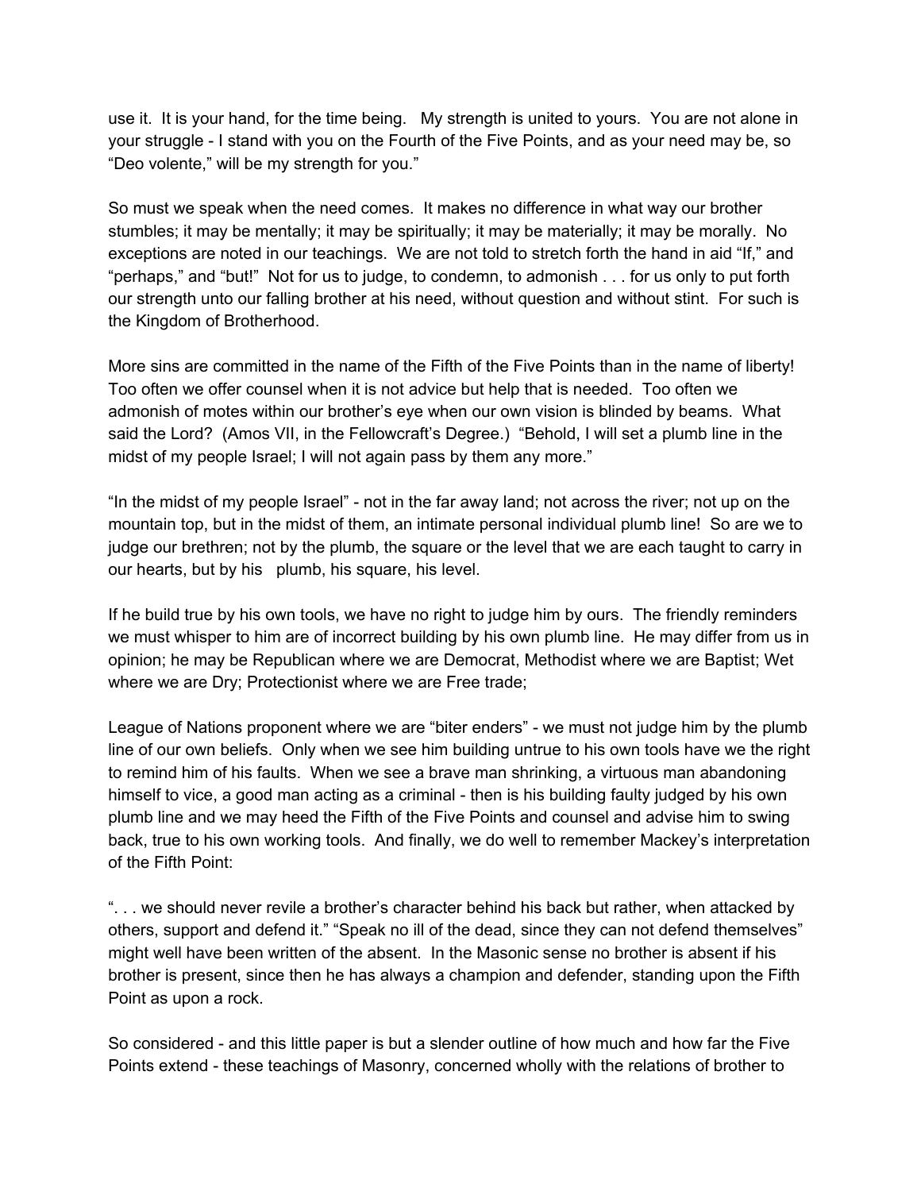use it. It is your hand, for the time being. My strength is united to yours. You are not alone in your struggle - I stand with you on the Fourth of the Five Points, and as your need may be, so "Deo volente," will be my strength for you."

So must we speak when the need comes. It makes no difference in what way our brother stumbles; it may be mentally; it may be spiritually; it may be materially; it may be morally. No exceptions are noted in our teachings. We are not told to stretch forth the hand in aid "If," and "perhaps," and "but!" Not for us to judge, to condemn, to admonish . . . for us only to put forth our strength unto our falling brother at his need, without question and without stint. For such is the Kingdom of Brotherhood.

More sins are committed in the name of the Fifth of the Five Points than in the name of liberty! Too often we offer counsel when it is not advice but help that is needed. Too often we admonish of motes within our brother's eye when our own vision is blinded by beams. What said the Lord? (Amos VII, in the Fellowcraft's Degree.) "Behold, I will set a plumb line in the midst of my people Israel; I will not again pass by them any more."

"In the midst of my people Israel" - not in the far away land; not across the river; not up on the mountain top, but in the midst of them, an intimate personal individual plumb line! So are we to judge our brethren; not by the plumb, the square or the level that we are each taught to carry in our hearts, but by his plumb, his square, his level.

If he build true by his own tools, we have no right to judge him by ours. The friendly reminders we must whisper to him are of incorrect building by his own plumb line. He may differ from us in opinion; he may be Republican where we are Democrat, Methodist where we are Baptist; Wet where we are Dry; Protectionist where we are Free trade;

League of Nations proponent where we are "biter enders" - we must not judge him by the plumb line of our own beliefs. Only when we see him building untrue to his own tools have we the right to remind him of his faults. When we see a brave man shrinking, a virtuous man abandoning himself to vice, a good man acting as a criminal - then is his building faulty judged by his own plumb line and we may heed the Fifth of the Five Points and counsel and advise him to swing back, true to his own working tools. And finally, we do well to remember Mackey's interpretation of the Fifth Point:

". . . we should never revile a brother's character behind his back but rather, when attacked by others, support and defend it." "Speak no ill of the dead, since they can not defend themselves" might well have been written of the absent. In the Masonic sense no brother is absent if his brother is present, since then he has always a champion and defender, standing upon the Fifth Point as upon a rock.

So considered - and this little paper is but a slender outline of how much and how far the Five Points extend - these teachings of Masonry, concerned wholly with the relations of brother to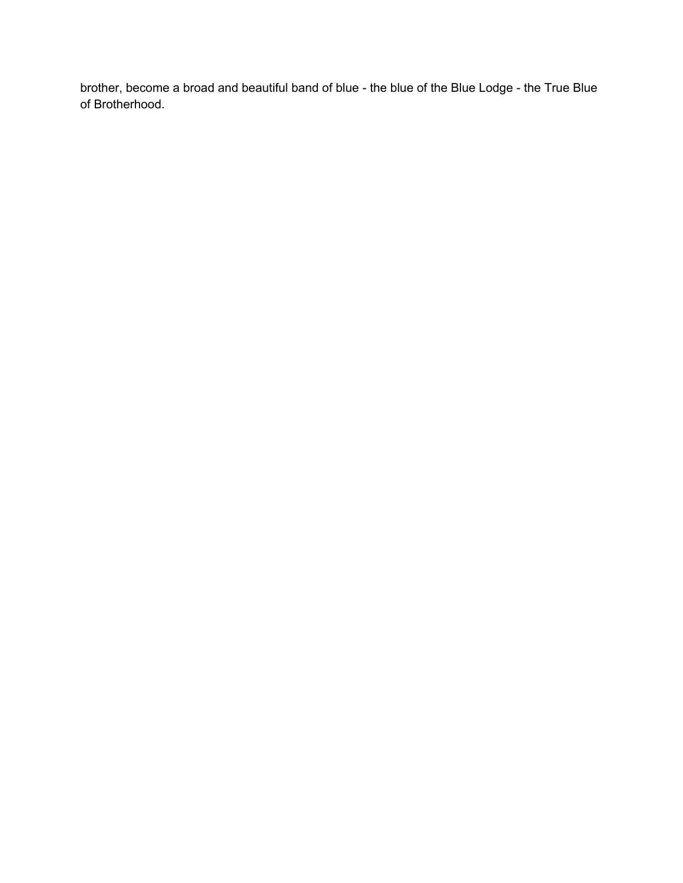brother, become a broad and beautiful band of blue - the blue of the Blue Lodge - the True Blue of Brotherhood.